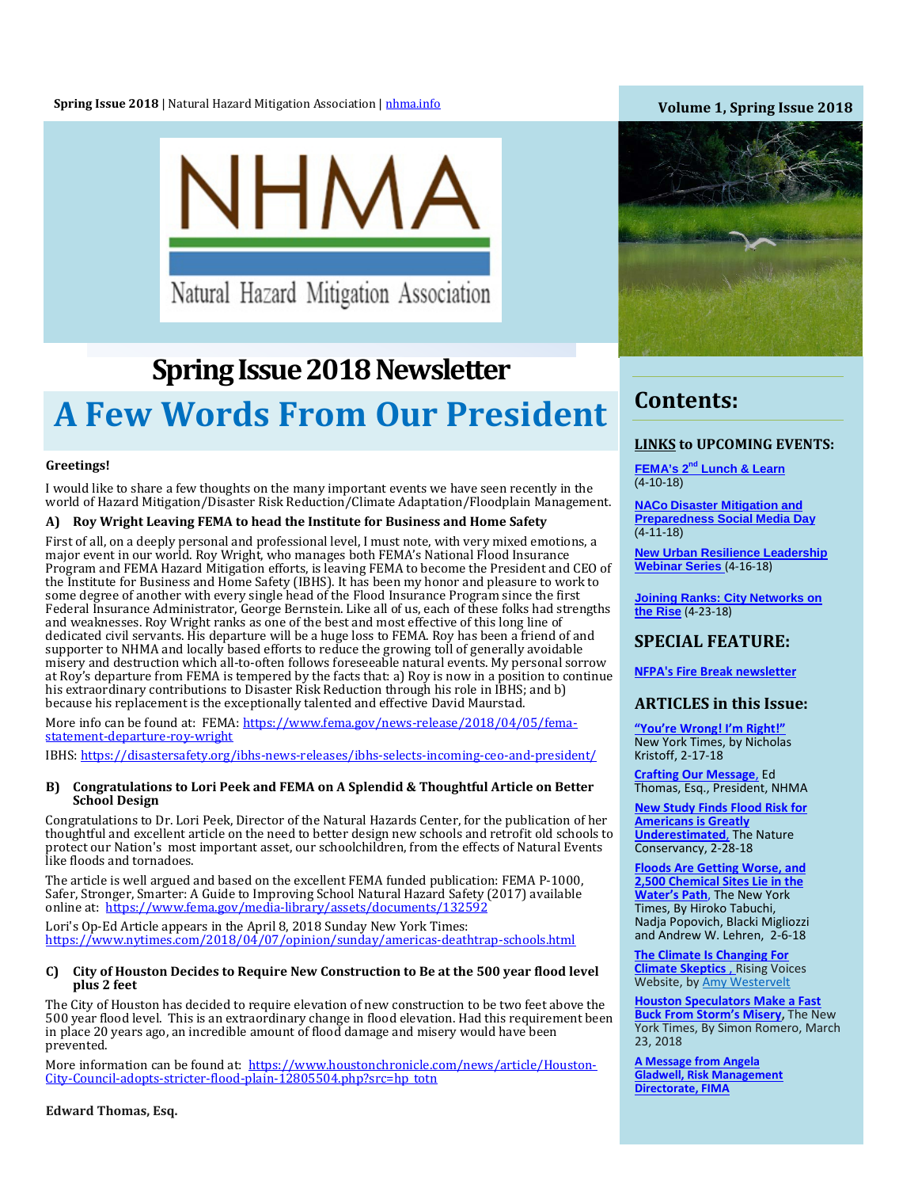Spring Issue 2018 | Natural Hazard Mitigation Association | nhma.info

Volume 1, Spring Issue 2018

NHMA

Natural Hazard Mitigation Association

# Spring Issue 2018 Newsletter

# A Few Words From Our President

**Greetings!**

I would like to share a few thoughts on the many important events we have seen recently in the world of Hazard Mitigation/Disaster Risk Reduction/Climate Adaptation/Floodplain Management.

### A) Roy Wright Leaving FEMA to head the Institute for Business and Home Safety

First of all, on a deeply personal and professional level, I must note, with very mixed emotions, a major event in our world. Roy Wright, who manages both FEMA's National Flood Insurance Program and FEMA Hazard Mitigation efforts, is leaving FEMA to become the President and CEO of the Institute for Business and Home Safety (IBHS). It has been my honor and pleasure to work to some degree of another with every single head of the Flood Insurance Program since the first Federal Insurance Administrator, George Bernstein. Like all of us, each of these folks had strengths and weaknesses. Roy Wright ranks as one of the best and most effective of this long line of dedicated civil servants. His departure will be a huge loss to FEMA. Roy has been a friend of and supporter to NHMA and locally based efforts to reduce the growing toll of generally avoidable misery and destruction which all-to-often follows foreseeable natural events. My personal sorrow at Roy's departure from FEMA is tempered by the facts that: a) Roy is now in a position to continue his extraordinary contributions to Disaster Risk Reduction through his role in IBHS; and b) because his replacement is the exceptionally talented and effective David Maurstad.

More info can be found at: FEMA: https://www.fema.gov/news-release/2018/04/05/fema-statement-departure-roy-wright

IBHS: https://disastersafety.org/ibhs-news-releases/ibhs-selects-incoming-ceo-and-president/

### B) Congratulations to Lori Peek and FEMA on A Splendid & Thoughtful Article on Better School Design

Congratulations to Dr. Lori Peek, Director of the Natural Hazards Center, for the publication of her thoughtful and excellent article on the need to better design new schools and retrofit old schools to protect our Nation's most important asset, our schoolchildren, from the effects of Natural Events like floods and tornadoes.

The article is well argued and based on the excellent FEMA funded publication: FEMA P-1000, Safer, Stronger, Smarter: A Guide to Improving School Natural Hazard Safety (2017) available online at: https://www.fema.gov/media-library/assets/documents/132592

Lori's Op-Ed Article appears in the April 8, 2018 Sunday New York Times: https://www.nytimes.com/2018/04/07/opinion/sunday/americas-deathtrap-schools.html

### C) City of Houston Decides to Require New Construction to Be at the 500 year flood level plus 2 feet

The City of Houston has decided to require elevation of new construction to be two feet above the 500 year flood level. This is an extraordinary change in flood elevation. Had this requirement been in place 20 years ago, an incredible amount of flood damage and misery would have been prevented.

More information can be found at: https://www.houstonchronicle.com/news/article/Houston-City-Council-adopts-stricter-flood-plain-12805504.php?src=hp_totn

**Edward Thomas, Esq.**

## Contents:

### LINKS to UPCOMING EVENTS:

FEMA's 2nd Lunch & Learn (4-10-18)

NACo Disaster Mitigation and Preparedness Social Media Day (4-11-18)

New Urban Resilience Leadership Webinar Series (4-16-18)

Joining Ranks: City Networks on the Rise (4-23-18)

### SPECIAL FEATURE:

NFPA's Fire Break newsletter

### ARTICLES in this Issue:

"You're Wrong! I'm Right!" New York Times, by Nicholas Kristoff, 2-17-18

Crafting Our Message, Ed Thomas, Esq., President, NHMA

New Study Finds Flood Risk for Americans is Greatly Underestimated, The Nature Conservancy, 2-28-18

Floods Are Getting Worse, and 2,500 Chemical Sites Lie in the Water's Path, The New York Times, By Hiroko Tabuchi, Nadja Popovich, Blacki Migliozzi and Andrew W. Lehren, 2-6-18

The Climate Is Changing For Climate Skeptics , Rising Voices Website, by Amy Westervelt

Houston Speculators Make a Fast Buck From Storm's Misery, The New York Times, By Simon Romero, March 23, 2018

A Message from Angela Gladwell, Risk Management Directorate, FIMA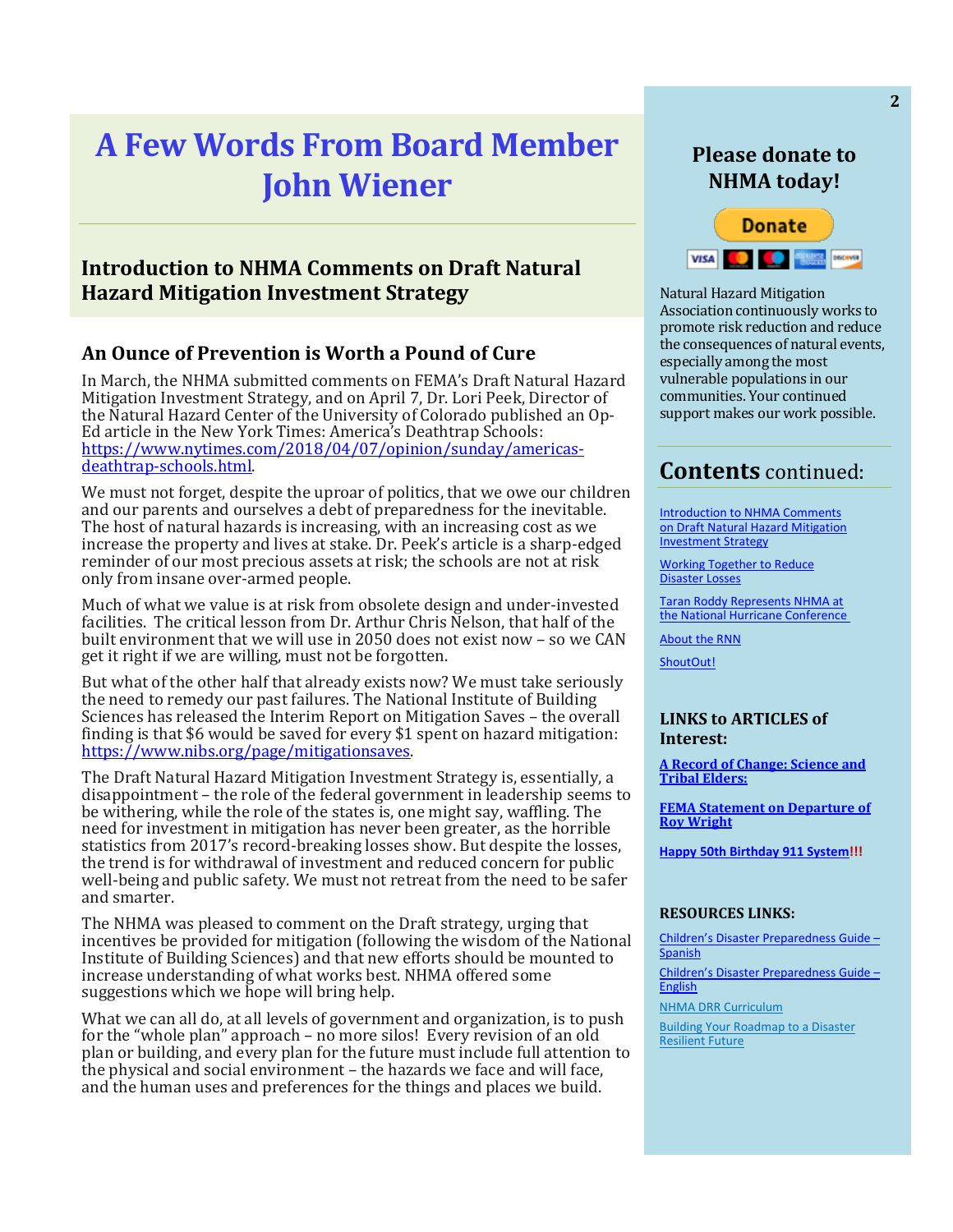# A Few Words From Board Member John Wiener

## Introduction to NHMA Comments on Draft Natural Hazard Mitigation Investment Strategy

### An Ounce of Prevention is Worth a Pound of Cure

In March, the NHMA submitted comments on FEMA's Draft Natural Hazard Mitigation Investment Strategy, and on April 7, Dr. Lori Peek, Director of the Natural Hazard Center of the University of Colorado published an Op-Ed article in the New York Times: America's Deathtrap Schools: https://www.nytimes.com/2018/04/07/opinion/sunday/americas-deathtrap-schools.html.

We must not forget, despite the uproar of politics, that we owe our children and our parents and ourselves a debt of preparedness for the inevitable. The host of natural hazards is increasing, with an increasing cost as we increase the property and lives at stake. Dr. Peek's article is a sharp-edged reminder of our most precious assets at risk; the schools are not at risk only from insane over-armed people.

Much of what we value is at risk from obsolete design and under-invested facilities. The critical lesson from Dr. Arthur Chris Nelson, that half of the built environment that we will use in 2050 does not exist now – so we CAN get it right if we are willing, must not be forgotten.

But what of the other half that already exists now? We must take seriously the need to remedy our past failures. The National Institute of Building Sciences has released the Interim Report on Mitigation Saves – the overall finding is that $6 would be saved for every $1 spent on hazard mitigation: https://www.nibs.org/page/mitigationsaves.

The Draft Natural Hazard Mitigation Investment Strategy is, essentially, a disappointment – the role of the federal government in leadership seems to be withering, while the role of the states is, one might say, waffling. The need for investment in mitigation has never been greater, as the horrible statistics from 2017's record-breaking losses show. But despite the losses, the trend is for withdrawal of investment and reduced concern for public well-being and public safety. We must not retreat from the need to be safer and smarter.

The NHMA was pleased to comment on the Draft strategy, urging that incentives be provided for mitigation (following the wisdom of the National Institute of Building Sciences) and that new efforts should be mounted to increase understanding of what works best. NHMA offered some suggestions which we hope will bring help.

What we can all do, at all levels of government and organization, is to push for the "whole plan" approach – no more silos! Every revision of an old plan or building, and every plan for the future must include full attention to the physical and social environment – the hazards we face and will face, and the human uses and preferences for the things and places we build.

---

**Please donate to NHMA today!**

Donate

Natural Hazard Mitigation Association continuously works to promote risk reduction and reduce the consequences of natural events, especially among the most vulnerable populations in our communities. Your continued support makes our work possible.

## Contents continued:

- Introduction to NHMA Comments on Draft Natural Hazard Mitigation Investment Strategy
- Working Together to Reduce Disaster Losses
- Taran Roddy Represents NHMA at the National Hurricane Conference
- About the RNN
- ShoutOut!

**LINKS to ARTICLES of Interest:**

**A Record of Change: Science and Tribal Elders:**

**FEMA Statement on Departure of Roy Wright**

**Happy 50th Birthday 911 System!!!**

**RESOURCES LINKS:**

- Children's Disaster Preparedness Guide – Spanish
- Children's Disaster Preparedness Guide – English
- NHMA DRR Curriculum
- Building Your Roadmap to a Disaster Resilient Future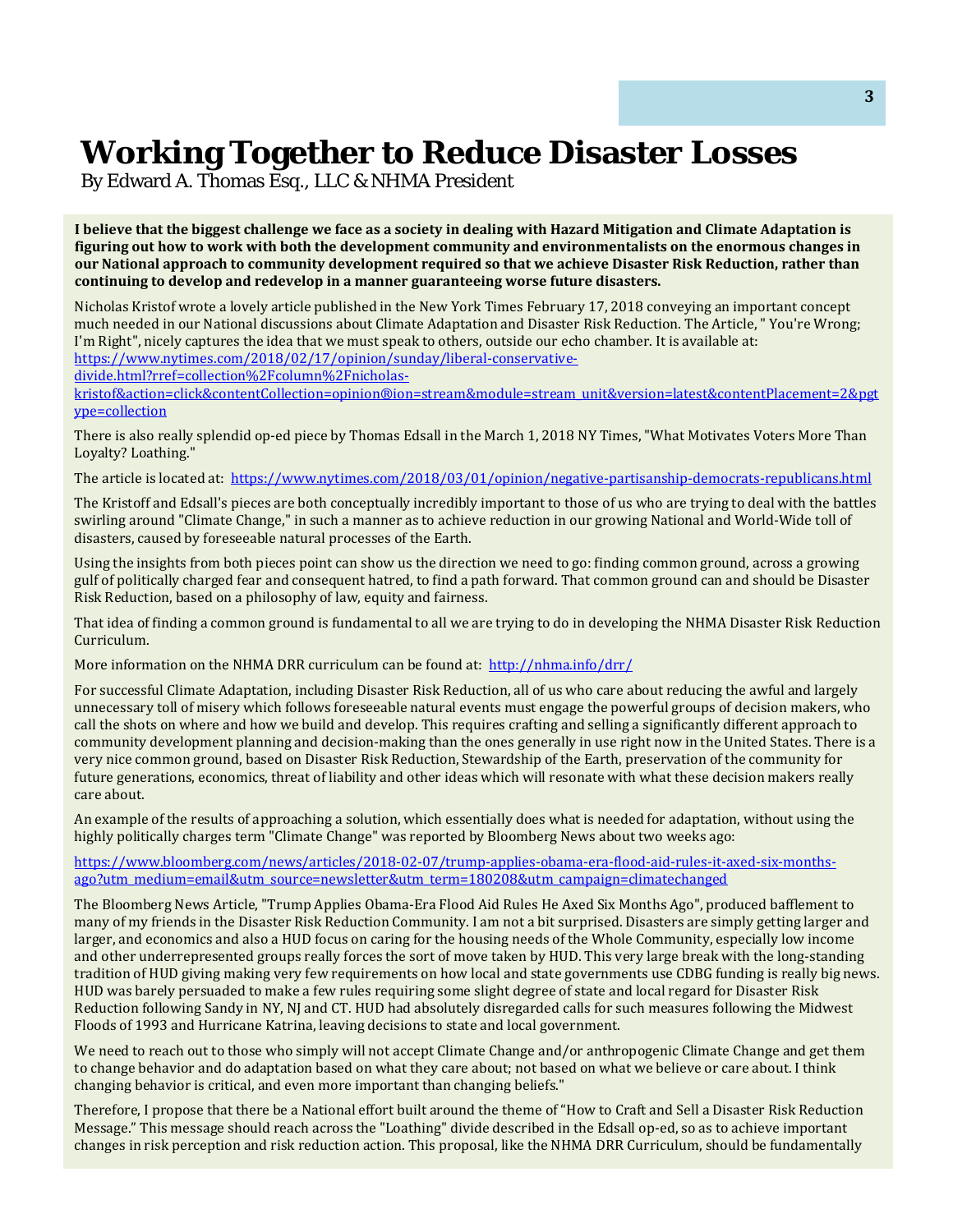# Working Together to Reduce Disaster Losses

By Edward A. Thomas Esq., LLC & NHMA President

**I believe that the biggest challenge we face as a society in dealing with Hazard Mitigation and Climate Adaptation is figuring out how to work with both the development community and environmentalists on the enormous changes in our National approach to community development required so that we achieve Disaster Risk Reduction, rather than continuing to develop and redevelop in a manner guaranteeing worse future disasters.**

Nicholas Kristof wrote a lovely article published in the New York Times February 17, 2018 conveying an important concept much needed in our National discussions about Climate Adaptation and Disaster Risk Reduction. The Article, " You're Wrong; I'm Right", nicely captures the idea that we must speak to others, outside our echo chamber. It is available at: https://www.nytimes.com/2018/02/17/opinion/sunday/liberal-conservative-divide.html?rref=collection%2Fcolumn%2Fnicholas-kristof&action=click&contentCollection=opinion&region=stream&module=stream_unit&version=latest&contentPlacement=2&pgtype=collection

There is also really splendid op-ed piece by Thomas Edsall in the March 1, 2018 NY Times, "What Motivates Voters More Than Loyalty? Loathing."

The article is located at: https://www.nytimes.com/2018/03/01/opinion/negative-partisanship-democrats-republicans.html

The Kristoff and Edsall's pieces are both conceptually incredibly important to those of us who are trying to deal with the battles swirling around "Climate Change," in such a manner as to achieve reduction in our growing National and World-Wide toll of disasters, caused by foreseeable natural processes of the Earth.

Using the insights from both pieces point can show us the direction we need to go: finding common ground, across a growing gulf of politically charged fear and consequent hatred, to find a path forward. That common ground can and should be Disaster Risk Reduction, based on a philosophy of law, equity and fairness.

That idea of finding a common ground is fundamental to all we are trying to do in developing the NHMA Disaster Risk Reduction Curriculum.

More information on the NHMA DRR curriculum can be found at: http://nhma.info/drr/

For successful Climate Adaptation, including Disaster Risk Reduction, all of us who care about reducing the awful and largely unnecessary toll of misery which follows foreseeable natural events must engage the powerful groups of decision makers, who call the shots on where and how we build and develop. This requires crafting and selling a significantly different approach to community development planning and decision-making than the ones generally in use right now in the United States. There is a very nice common ground, based on Disaster Risk Reduction, Stewardship of the Earth, preservation of the community for future generations, economics, threat of liability and other ideas which will resonate with what these decision makers really care about.

An example of the results of approaching a solution, which essentially does what is needed for adaptation, without using the highly politically charges term "Climate Change" was reported by Bloomberg News about two weeks ago:

https://www.bloomberg.com/news/articles/2018-02-07/trump-applies-obama-era-flood-aid-rules-it-axed-six-months-ago?utm_medium=email&utm_source=newsletter&utm_term=180208&utm_campaign=climatechanged

The Bloomberg News Article, "Trump Applies Obama-Era Flood Aid Rules He Axed Six Months Ago", produced bafflement to many of my friends in the Disaster Risk Reduction Community. I am not a bit surprised. Disasters are simply getting larger and larger, and economics and also a HUD focus on caring for the housing needs of the Whole Community, especially low income and other underrepresented groups really forces the sort of move taken by HUD. This very large break with the long-standing tradition of HUD giving making very few requirements on how local and state governments use CDBG funding is really big news. HUD was barely persuaded to make a few rules requiring some slight degree of state and local regard for Disaster Risk Reduction following Sandy in NY, NJ and CT. HUD had absolutely disregarded calls for such measures following the Midwest Floods of 1993 and Hurricane Katrina, leaving decisions to state and local government.

We need to reach out to those who simply will not accept Climate Change and/or anthropogenic Climate Change and get them to change behavior and do adaptation based on what they care about; not based on what we believe or care about. I think changing behavior is critical, and even more important than changing beliefs."

Therefore, I propose that there be a National effort built around the theme of "How to Craft and Sell a Disaster Risk Reduction Message." This message should reach across the "Loathing" divide described in the Edsall op-ed, so as to achieve important changes in risk perception and risk reduction action. This proposal, like the NHMA DRR Curriculum, should be fundamentally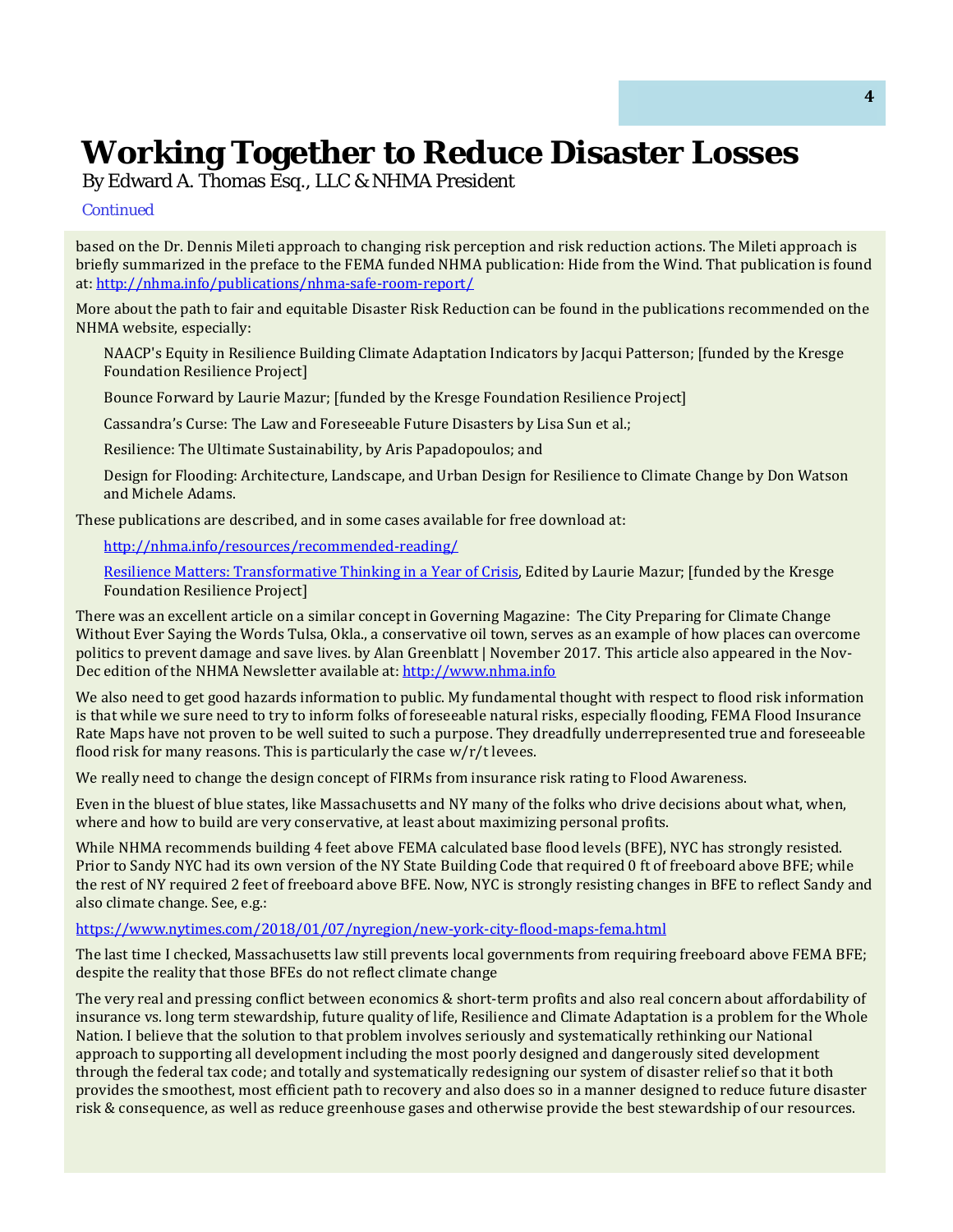# Working Together to Reduce Disaster Losses

By Edward A. Thomas Esq., LLC & NHMA President

Continued

based on the Dr. Dennis Mileti approach to changing risk perception and risk reduction actions. The Mileti approach is briefly summarized in the preface to the FEMA funded NHMA publication: Hide from the Wind. That publication is found at: http://nhma.info/publications/nhma-safe-room-report/

More about the path to fair and equitable Disaster Risk Reduction can be found in the publications recommended on the NHMA website, especially:

NAACP's Equity in Resilience Building Climate Adaptation Indicators by Jacqui Patterson; [funded by the Kresge Foundation Resilience Project]

Bounce Forward by Laurie Mazur; [funded by the Kresge Foundation Resilience Project]

Cassandra's Curse: The Law and Foreseeable Future Disasters by Lisa Sun et al.;

Resilience: The Ultimate Sustainability, by Aris Papadopoulos; and

Design for Flooding: Architecture, Landscape, and Urban Design for Resilience to Climate Change by Don Watson and Michele Adams.

These publications are described, and in some cases available for free download at:

http://nhma.info/resources/recommended-reading/

Resilience Matters: Transformative Thinking in a Year of Crisis, Edited by Laurie Mazur; [funded by the Kresge Foundation Resilience Project]

There was an excellent article on a similar concept in Governing Magazine: The City Preparing for Climate Change Without Ever Saying the Words Tulsa, Okla., a conservative oil town, serves as an example of how places can overcome politics to prevent damage and save lives. by Alan Greenblatt | November 2017. This article also appeared in the Nov-Dec edition of the NHMA Newsletter available at: http://www.nhma.info

We also need to get good hazards information to public. My fundamental thought with respect to flood risk information is that while we sure need to try to inform folks of foreseeable natural risks, especially flooding, FEMA Flood Insurance Rate Maps have not proven to be well suited to such a purpose. They dreadfully underrepresented true and foreseeable flood risk for many reasons. This is particularly the case w/r/t levees.

We really need to change the design concept of FIRMs from insurance risk rating to Flood Awareness.

Even in the bluest of blue states, like Massachusetts and NY many of the folks who drive decisions about what, when, where and how to build are very conservative, at least about maximizing personal profits.

While NHMA recommends building 4 feet above FEMA calculated base flood levels (BFE), NYC has strongly resisted. Prior to Sandy NYC had its own version of the NY State Building Code that required 0 ft of freeboard above BFE; while the rest of NY required 2 feet of freeboard above BFE. Now, NYC is strongly resisting changes in BFE to reflect Sandy and also climate change. See, e.g.:

https://www.nytimes.com/2018/01/07/nyregion/new-york-city-flood-maps-fema.html

The last time I checked, Massachusetts law still prevents local governments from requiring freeboard above FEMA BFE; despite the reality that those BFEs do not reflect climate change

The very real and pressing conflict between economics & short-term profits and also real concern about affordability of insurance vs. long term stewardship, future quality of life, Resilience and Climate Adaptation is a problem for the Whole Nation. I believe that the solution to that problem involves seriously and systematically rethinking our National approach to supporting all development including the most poorly designed and dangerously sited development through the federal tax code; and totally and systematically redesigning our system of disaster relief so that it both provides the smoothest, most efficient path to recovery and also does so in a manner designed to reduce future disaster risk & consequence, as well as reduce greenhouse gases and otherwise provide the best stewardship of our resources.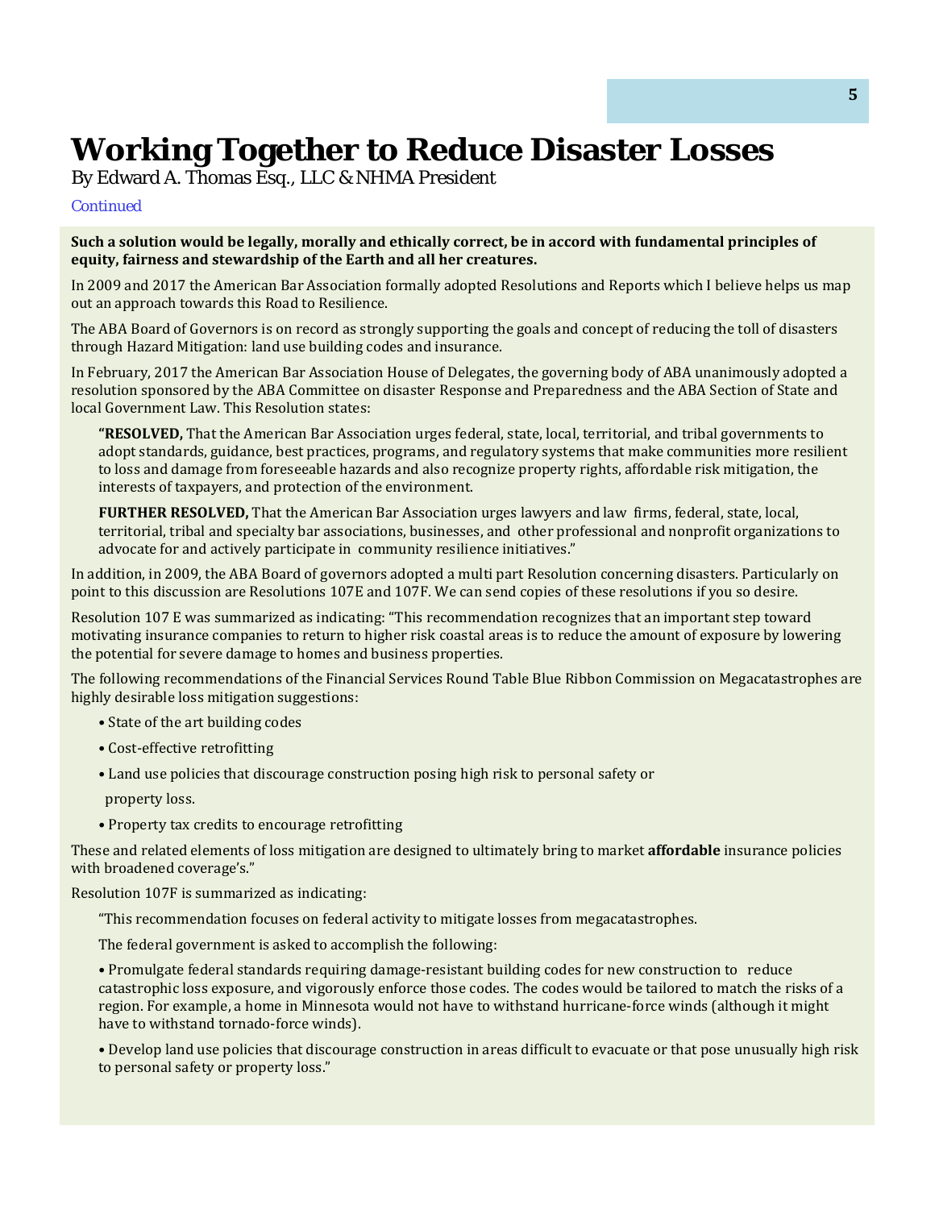# Working Together to Reduce Disaster Losses

By Edward A. Thomas Esq., LLC & NHMA President

*Continued*

**Such a solution would be legally, morally and ethically correct, be in accord with fundamental principles of equity, fairness and stewardship of the Earth and all her creatures.**

In 2009 and 2017 the American Bar Association formally adopted Resolutions and Reports which I believe helps us map out an approach towards this Road to Resilience.

The ABA Board of Governors is on record as strongly supporting the goals and concept of reducing the toll of disasters through Hazard Mitigation: land use building codes and insurance.

In February, 2017 the American Bar Association House of Delegates, the governing body of ABA unanimously adopted a resolution sponsored by the ABA Committee on disaster Response and Preparedness and the ABA Section of State and local Government Law. This Resolution states:

> **"RESOLVED,** That the American Bar Association urges federal, state, local, territorial, and tribal governments to adopt standards, guidance, best practices, programs, and regulatory systems that make communities more resilient to loss and damage from foreseeable hazards and also recognize property rights, affordable risk mitigation, the interests of taxpayers, and protection of the environment.
>
> **FURTHER RESOLVED,** That the American Bar Association urges lawyers and law firms, federal, state, local, territorial, tribal and specialty bar associations, businesses, and other professional and nonprofit organizations to advocate for and actively participate in community resilience initiatives."

In addition, in 2009, the ABA Board of governors adopted a multi part Resolution concerning disasters. Particularly on point to this discussion are Resolutions 107E and 107F. We can send copies of these resolutions if you so desire.

Resolution 107 E was summarized as indicating: "This recommendation recognizes that an important step toward motivating insurance companies to return to higher risk coastal areas is to reduce the amount of exposure by lowering the potential for severe damage to homes and business properties.

The following recommendations of the Financial Services Round Table Blue Ribbon Commission on Megacatastrophes are highly desirable loss mitigation suggestions:

- State of the art building codes
- Cost-effective retrofitting
- Land use policies that discourage construction posing high risk to personal safety or property loss.
- Property tax credits to encourage retrofitting

These and related elements of loss mitigation are designed to ultimately bring to market **affordable** insurance policies with broadened coverage's."

Resolution 107F is summarized as indicating:

> "This recommendation focuses on federal activity to mitigate losses from megacatastrophes.
>
> The federal government is asked to accomplish the following:
>
> - Promulgate federal standards requiring damage-resistant building codes for new construction to reduce catastrophic loss exposure, and vigorously enforce those codes. The codes would be tailored to match the risks of a region. For example, a home in Minnesota would not have to withstand hurricane-force winds (although it might have to withstand tornado-force winds).
> - Develop land use policies that discourage construction in areas difficult to evacuate or that pose unusually high risk to personal safety or property loss."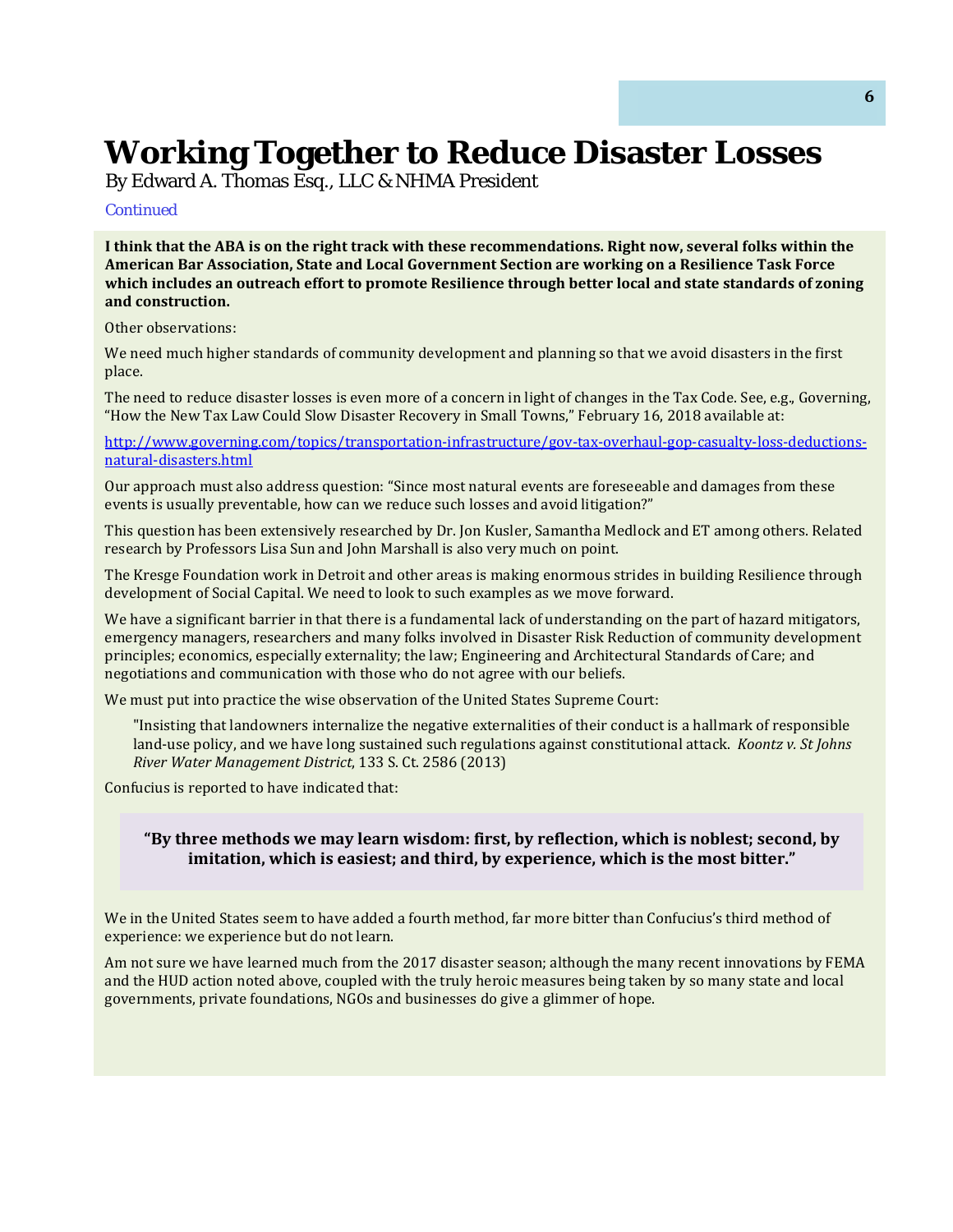# Working Together to Reduce Disaster Losses

By Edward A. Thomas Esq., LLC & NHMA President

Continued

**I think that the ABA is on the right track with these recommendations. Right now, several folks within the American Bar Association, State and Local Government Section are working on a Resilience Task Force which includes an outreach effort to promote Resilience through better local and state standards of zoning and construction.**

Other observations:

We need much higher standards of community development and planning so that we avoid disasters in the first place.

The need to reduce disaster losses is even more of a concern in light of changes in the Tax Code. See, e.g., Governing, "How the New Tax Law Could Slow Disaster Recovery in Small Towns," February 16, 2018 available at:

http://www.governing.com/topics/transportation-infrastructure/gov-tax-overhaul-gop-casualty-loss-deductions-natural-disasters.html

Our approach must also address question: "Since most natural events are foreseeable and damages from these events is usually preventable, how can we reduce such losses and avoid litigation?"

This question has been extensively researched by Dr. Jon Kusler, Samantha Medlock and ET among others. Related research by Professors Lisa Sun and John Marshall is also very much on point.

The Kresge Foundation work in Detroit and other areas is making enormous strides in building Resilience through development of Social Capital. We need to look to such examples as we move forward.

We have a significant barrier in that there is a fundamental lack of understanding on the part of hazard mitigators, emergency managers, researchers and many folks involved in Disaster Risk Reduction of community development principles; economics, especially externality; the law; Engineering and Architectural Standards of Care; and negotiations and communication with those who do not agree with our beliefs.

We must put into practice the wise observation of the United States Supreme Court:

> "Insisting that landowners internalize the negative externalities of their conduct is a hallmark of responsible land-use policy, and we have long sustained such regulations against constitutional attack. *Koontz v. St Johns River Water Management District*, 133 S. Ct. 2586 (2013)

Confucius is reported to have indicated that:

> **"By three methods we may learn wisdom: first, by reflection, which is noblest; second, by imitation, which is easiest; and third, by experience, which is the most bitter."**

We in the United States seem to have added a fourth method, far more bitter than Confucius's third method of experience: we experience but do not learn.

Am not sure we have learned much from the 2017 disaster season; although the many recent innovations by FEMA and the HUD action noted above, coupled with the truly heroic measures being taken by so many state and local governments, private foundations, NGOs and businesses do give a glimmer of hope.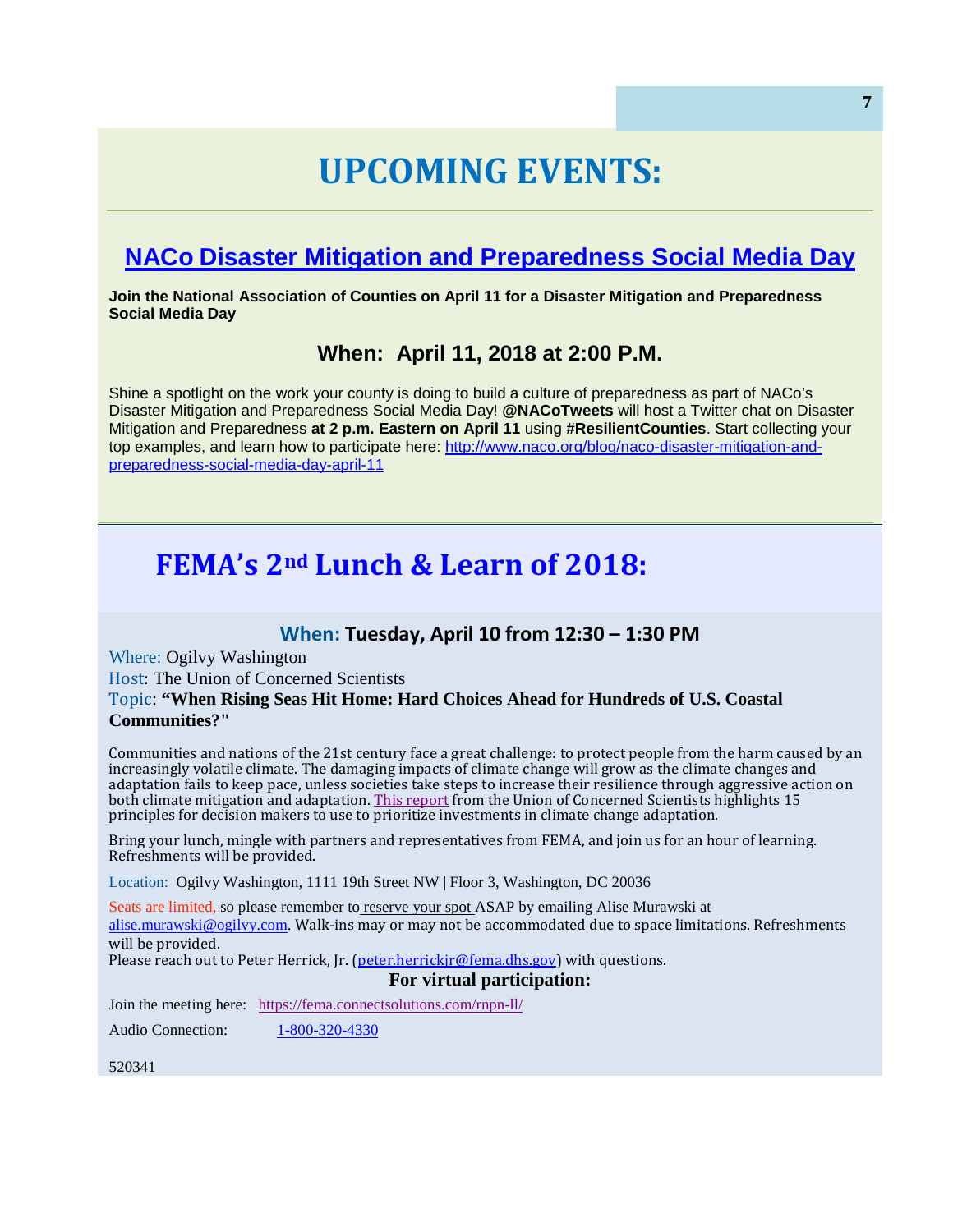# UPCOMING EVENTS:

## NACo Disaster Mitigation and Preparedness Social Media Day

**Join the National Association of Counties on April 11 for a Disaster Mitigation and Preparedness Social Media Day**

### When: April 11, 2018 at 2:00 P.M.

Shine a spotlight on the work your county is doing to build a culture of preparedness as part of NACo's Disaster Mitigation and Preparedness Social Media Day! **@NACoTweets** will host a Twitter chat on Disaster Mitigation and Preparedness **at 2 p.m. Eastern on April 11** using **#ResilientCounties**. Start collecting your top examples, and learn how to participate here: http://www.naco.org/blog/naco-disaster-mitigation-and-preparedness-social-media-day-april-11

## FEMA's 2nd Lunch & Learn of 2018:

### When: Tuesday, April 10 from 12:30 – 1:30 PM

Where: Ogilvy Washington
Host: The Union of Concerned Scientists
Topic: **"When Rising Seas Hit Home: Hard Choices Ahead for Hundreds of U.S. Coastal Communities?"**

Communities and nations of the 21st century face a great challenge: to protect people from the harm caused by an increasingly volatile climate. The damaging impacts of climate change will grow as the climate changes and adaptation fails to keep pace, unless societies take steps to increase their resilience through aggressive action on both climate mitigation and adaptation. This report from the Union of Concerned Scientists highlights 15 principles for decision makers to use to prioritize investments in climate change adaptation.

Bring your lunch, mingle with partners and representatives from FEMA, and join us for an hour of learning. Refreshments will be provided.

Location: Ogilvy Washington, 1111 19th Street NW | Floor 3, Washington, DC 20036

Seats are limited, so please remember to reserve your spot ASAP by emailing Alise Murawski at alise.murawski@ogilvy.com. Walk-ins may or may not be accommodated due to space limitations. Refreshments will be provided.
Please reach out to Peter Herrick, Jr. (peter.herrickjr@fema.dhs.gov) with questions.

**For virtual participation:**

Join the meeting here: https://fema.connectsolutions.com/rnpn-ll/

Audio Connection: 1-800-320-4330

520341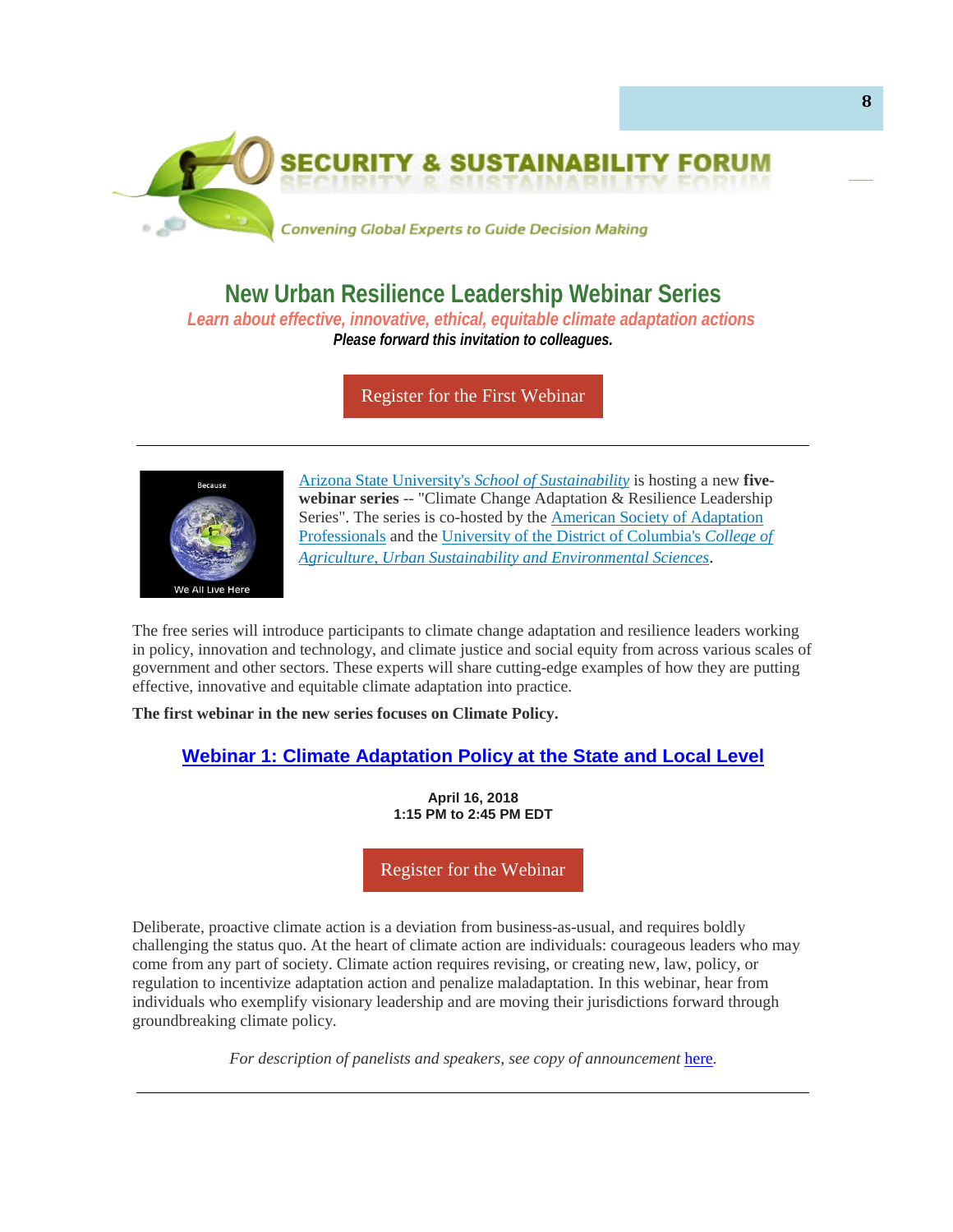SECURITY & SUSTAINABILITY FORUM

*Convening Global Experts to Guide Decision Making*

## New Urban Resilience Leadership Webinar Series

***Learn about effective, innovative, ethical, equitable climate adaptation actions***

***Please forward this invitation to colleagues.***

Register for the First Webinar

---

Arizona State University's *School of Sustainability* is hosting a new **five-webinar series** -- "Climate Change Adaptation & Resilience Leadership Series". The series is co-hosted by the American Society of Adaptation Professionals and the University of the District of Columbia's *College of Agriculture, Urban Sustainability and Environmental Sciences*.

The free series will introduce participants to climate change adaptation and resilience leaders working in policy, innovation and technology, and climate justice and social equity from across various scales of government and other sectors. These experts will share cutting-edge examples of how they are putting effective, innovative and equitable climate adaptation into practice.

**The first webinar in the new series focuses on Climate Policy.**

### Webinar 1: Climate Adaptation Policy at the State and Local Level

**April 16, 2018**
**1:15 PM to 2:45 PM EDT**

Register for the Webinar

Deliberate, proactive climate action is a deviation from business-as-usual, and requires boldly challenging the status quo. At the heart of climate action are individuals: courageous leaders who may come from any part of society. Climate action requires revising, or creating new, law, policy, or regulation to incentivize adaptation action and penalize maladaptation. In this webinar, hear from individuals who exemplify visionary leadership and are moving their jurisdictions forward through groundbreaking climate policy.

*For description of panelists and speakers, see copy of announcement* here.

---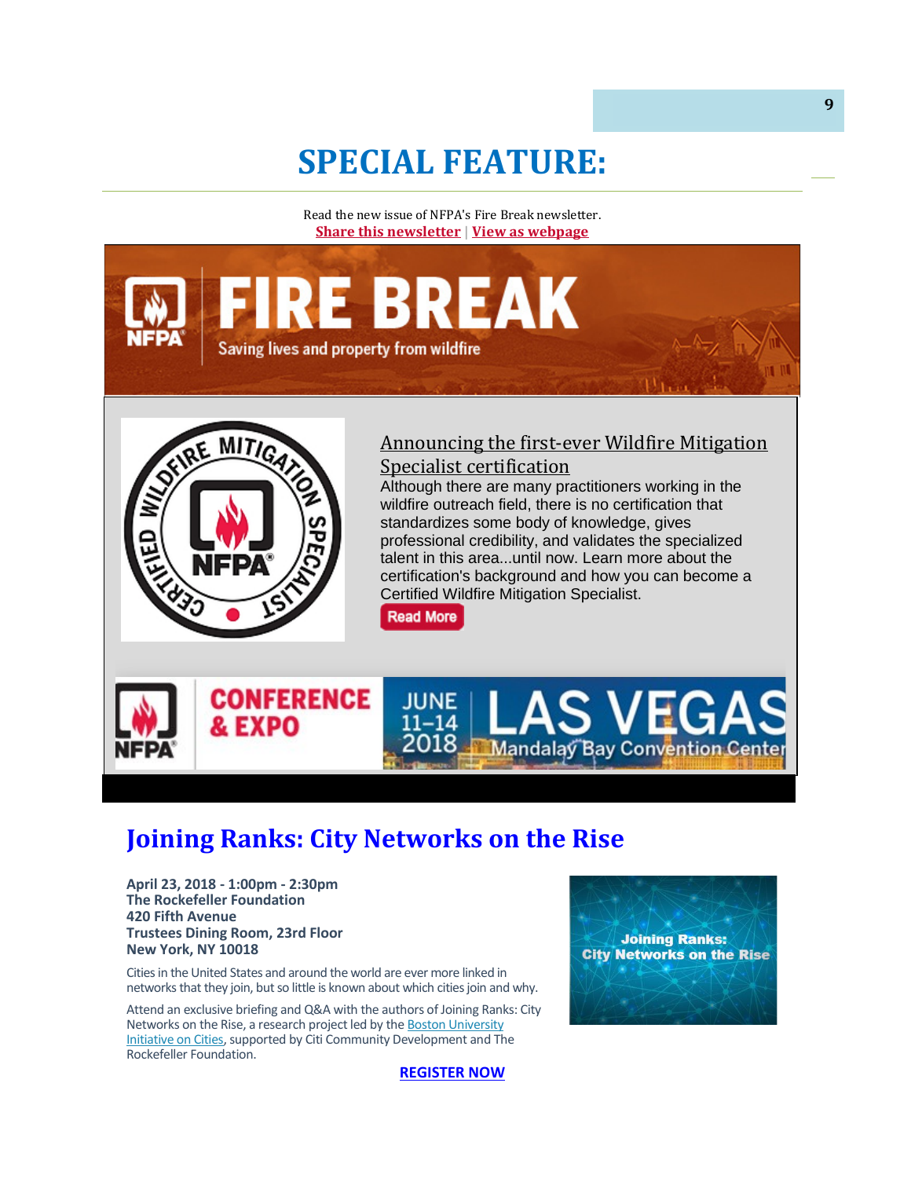# SPECIAL FEATURE:

Read the new issue of NFPA's Fire Break newsletter.
**Share this newsletter** | **View as webpage**

## FIRE BREAK

Saving lives and property from wildfire

### Announcing the first-ever Wildfire Mitigation Specialist certification

Although there are many practitioners working in the wildfire outreach field, there is no certification that standardizes some body of knowledge, gives professional credibility, and validates the specialized talent in this area...until now. Learn more about the certification's background and how you can become a Certified Wildfire Mitigation Specialist.

Read More

NFPA CONFERENCE & EXPO — JUNE 11–14 2018 — LAS VEGAS — Mandalay Bay Convention Center

# Joining Ranks: City Networks on the Rise

**April 23, 2018 - 1:00pm - 2:30pm**
**The Rockefeller Foundation**
**420 Fifth Avenue**
**Trustees Dining Room, 23rd Floor**
**New York, NY 10018**

Cities in the United States and around the world are ever more linked in networks that they join, but so little is known about which cities join and why.

Attend an exclusive briefing and Q&A with the authors of Joining Ranks: City Networks on the Rise, a research project led by the Boston University Initiative on Cities, supported by Citi Community Development and The Rockefeller Foundation.

**REGISTER NOW**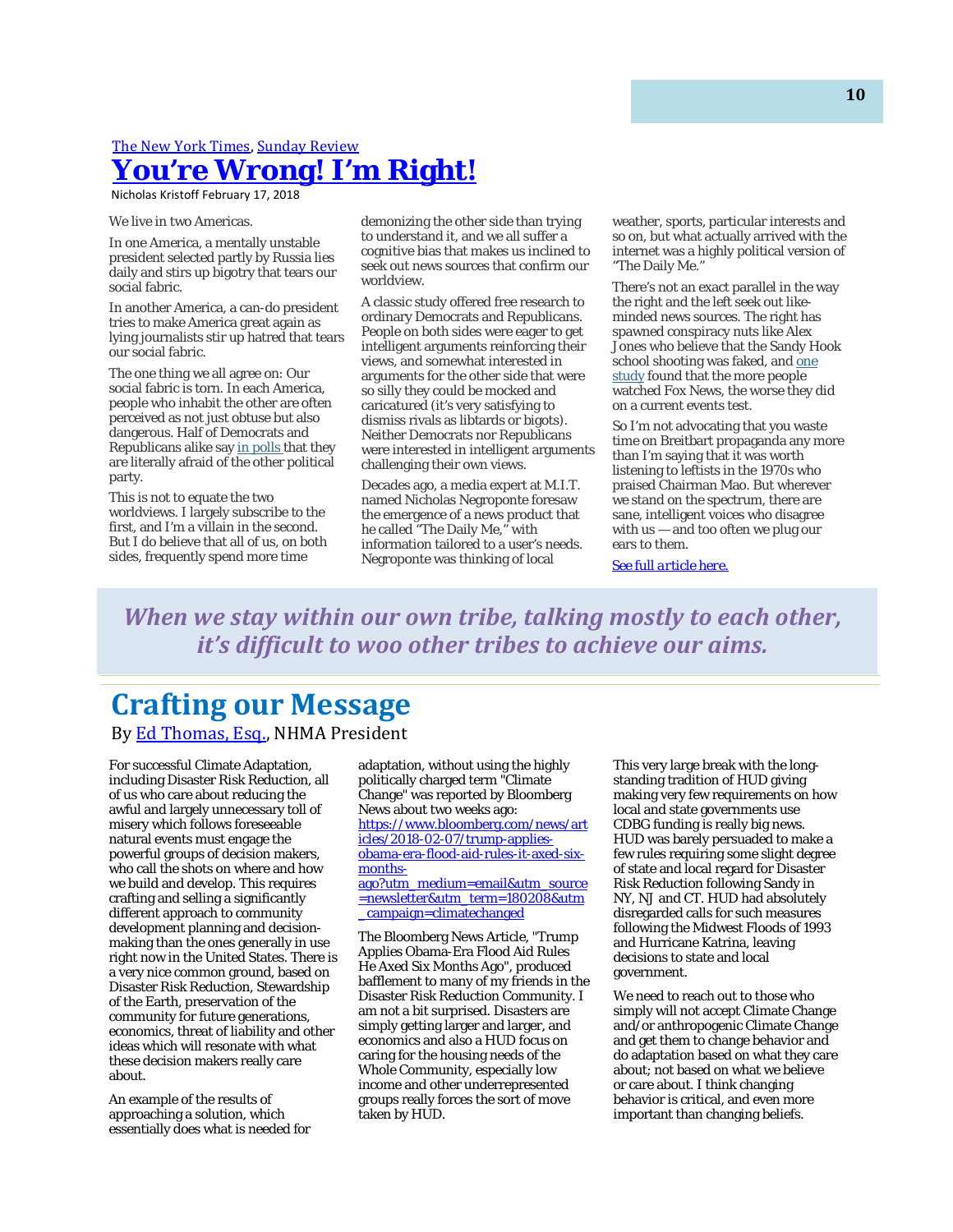The New York Times, Sunday Review

# You're Wrong! I'm Right!

Nicholas Kristoff February 17, 2018

We live in two Americas.

In one America, a mentally unstable president selected partly by Russia lies daily and stirs up bigotry that tears our social fabric.

In another America, a can-do president tries to make America great again as lying journalists stir up hatred that tears our social fabric.

The one thing we all agree on: Our social fabric is torn. In each America, people who inhabit the other are often perceived as not just obtuse but also dangerous. Half of Democrats and Republicans alike say in polls that they are literally afraid of the other political party.

This is not to equate the two worldviews. I largely subscribe to the first, and I'm a villain in the second. But I do believe that all of us, on both sides, frequently spend more time demonizing the other side than trying to understand it, and we all suffer a cognitive bias that makes us inclined to seek out news sources that confirm our worldview.

A classic study offered free research to ordinary Democrats and Republicans. People on both sides were eager to get intelligent arguments reinforcing their views, and somewhat interested in arguments for the other side that were so silly they could be mocked and caricatured (it's very satisfying to dismiss rivals as libtards or bigots). Neither Democrats nor Republicans were interested in intelligent arguments challenging their own views.

Decades ago, a media expert at M.I.T. named Nicholas Negroponte foresaw the emergence of a news product that he called "The Daily Me," with information tailored to a user's needs. Negroponte was thinking of local weather, sports, particular interests and so on, but what actually arrived with the internet was a highly political version of "The Daily Me."

There's not an exact parallel in the way the right and the left seek out like-minded news sources. The right has spawned conspiracy nuts like Alex Jones who believe that the Sandy Hook school shooting was faked, and one study found that the more people watched Fox News, the worse they did on a current events test.

So I'm not advocating that you waste time on Breitbart propaganda any more than I'm saying that it was worth listening to leftists in the 1970s who praised Chairman Mao. But wherever we stand on the spectrum, there are sane, intelligent voices who disagree with us — and too often we plug our ears to them.

*See full article here.*

***When we stay within our own tribe, talking mostly to each other, it's difficult to woo other tribes to achieve our aims.***

# Crafting our Message

By Ed Thomas, Esq., NHMA President

For successful Climate Adaptation, including Disaster Risk Reduction, all of us who care about reducing the awful and largely unnecessary toll of misery which follows foreseeable natural events must engage the powerful groups of decision makers, who call the shots on where and how we build and develop. This requires crafting and selling a significantly different approach to community development planning and decision-making than the ones generally in use right now in the United States. There is a very nice common ground, based on Disaster Risk Reduction, Stewardship of the Earth, preservation of the community for future generations, economics, threat of liability and other ideas which will resonate with what these decision makers really care about.

An example of the results of approaching a solution, which essentially does what is needed for adaptation, without using the highly politically charged term "Climate Change" was reported by Bloomberg News about two weeks ago: https://www.bloomberg.com/news/articles/2018-02-07/trump-applies-obama-era-flood-aid-rules-it-axed-six-months-ago?utm_medium=email&utm_source=newsletter&utm_term=180208&utm_campaign=climatechanged

The Bloomberg News Article, "Trump Applies Obama-Era Flood Aid Rules He Axed Six Months Ago", produced bafflement to many of my friends in the Disaster Risk Reduction Community. I am not a bit surprised. Disasters are simply getting larger and larger, and economics and also a HUD focus on caring for the housing needs of the Whole Community, especially low income and other underrepresented groups really forces the sort of move taken by HUD.

This very large break with the long-standing tradition of HUD giving making very few requirements on how local and state governments use CDBG funding is really big news. HUD was barely persuaded to make a few rules requiring some slight degree of state and local regard for Disaster Risk Reduction following Sandy in NY, NJ and CT. HUD had absolutely disregarded calls for such measures following the Midwest Floods of 1993 and Hurricane Katrina, leaving decisions to state and local government.

We need to reach out to those who simply will not accept Climate Change and/or anthropogenic Climate Change and get them to change behavior and do adaptation based on what they care about; not based on what we believe or care about. I think changing behavior is critical, and even more important than changing beliefs.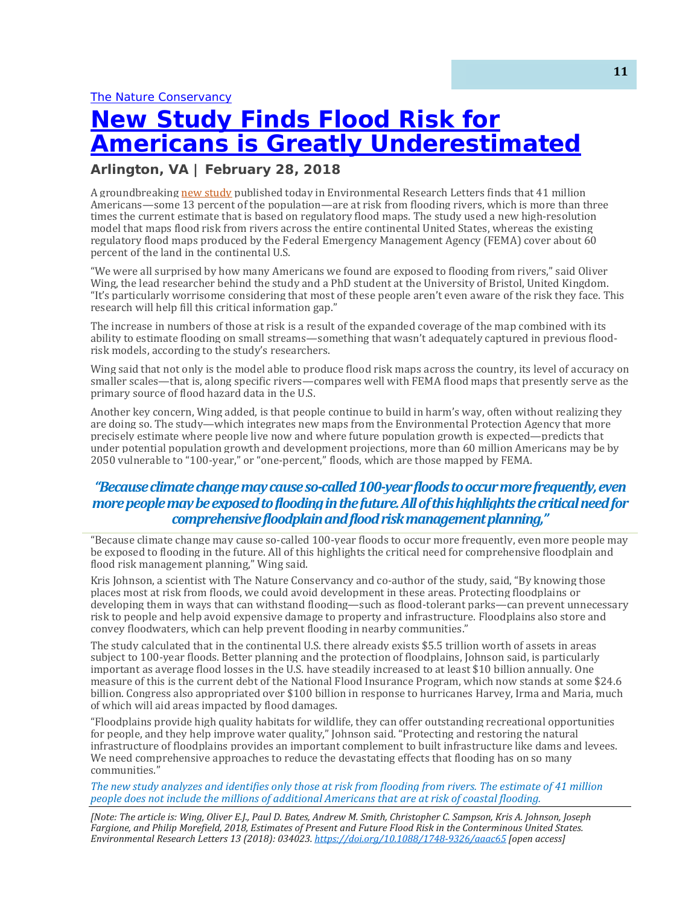The Nature Conservancy

# New Study Finds Flood Risk for Americans is Greatly Underestimated

### Arlington, VA | February 28, 2018

A groundbreaking new study published today in Environmental Research Letters finds that 41 million Americans—some 13 percent of the population—are at risk from flooding rivers, which is more than three times the current estimate that is based on regulatory flood maps. The study used a new high-resolution model that maps flood risk from rivers across the entire continental United States, whereas the existing regulatory flood maps produced by the Federal Emergency Management Agency (FEMA) cover about 60 percent of the land in the continental U.S.

"We were all surprised by how many Americans we found are exposed to flooding from rivers," said Oliver Wing, the lead researcher behind the study and a PhD student at the University of Bristol, United Kingdom. "It's particularly worrisome considering that most of these people aren't even aware of the risk they face. This research will help fill this critical information gap."

The increase in numbers of those at risk is a result of the expanded coverage of the map combined with its ability to estimate flooding on small streams—something that wasn't adequately captured in previous flood-risk models, according to the study's researchers.

Wing said that not only is the model able to produce flood risk maps across the country, its level of accuracy on smaller scales—that is, along specific rivers—compares well with FEMA flood maps that presently serve as the primary source of flood hazard data in the U.S.

Another key concern, Wing added, is that people continue to build in harm's way, often without realizing they are doing so. The study—which integrates new maps from the Environmental Protection Agency that more precisely estimate where people live now and where future population growth is expected—predicts that under potential population growth and development projections, more than 60 million Americans may be by 2050 vulnerable to "100-year," or "one-percent," floods, which are those mapped by FEMA.

> ***"Because climate change may cause so-called 100-year floods to occur more frequently, even more people may be exposed to flooding in the future. All of this highlights the critical need for comprehensive floodplain and flood risk management planning,"***

"Because climate change may cause so-called 100-year floods to occur more frequently, even more people may be exposed to flooding in the future. All of this highlights the critical need for comprehensive floodplain and flood risk management planning," Wing said.

Kris Johnson, a scientist with The Nature Conservancy and co-author of the study, said, "By knowing those places most at risk from floods, we could avoid development in these areas. Protecting floodplains or developing them in ways that can withstand flooding—such as flood-tolerant parks—can prevent unnecessary risk to people and help avoid expensive damage to property and infrastructure. Floodplains also store and convey floodwaters, which can help prevent flooding in nearby communities."

The study calculated that in the continental U.S. there already exists $5.5 trillion worth of assets in areas subject to 100-year floods. Better planning and the protection of floodplains, Johnson said, is particularly important as average flood losses in the U.S. have steadily increased to at least $10 billion annually. One measure of this is the current debt of the National Flood Insurance Program, which now stands at some $24.6 billion. Congress also appropriated over $100 billion in response to hurricanes Harvey, Irma and Maria, much of which will aid areas impacted by flood damages.

"Floodplains provide high quality habitats for wildlife, they can offer outstanding recreational opportunities for people, and they help improve water quality," Johnson said. "Protecting and restoring the natural infrastructure of floodplains provides an important complement to built infrastructure like dams and levees. We need comprehensive approaches to reduce the devastating effects that flooding has on so many communities."

*The new study analyzes and identifies only those at risk from flooding from rivers. The estimate of 41 million people does not include the millions of additional Americans that are at risk of coastal flooding.*

---

*[Note: The article is: Wing, Oliver E.J., Paul D. Bates, Andrew M. Smith, Christopher C. Sampson, Kris A. Johnson, Joseph Fargione, and Philip Morefield, 2018, Estimates of Present and Future Flood Risk in the Conterminous United States. Environmental Research Letters 13 (2018): 034023. https://doi.org/10.1088/1748-9326/aaac65 [open access]*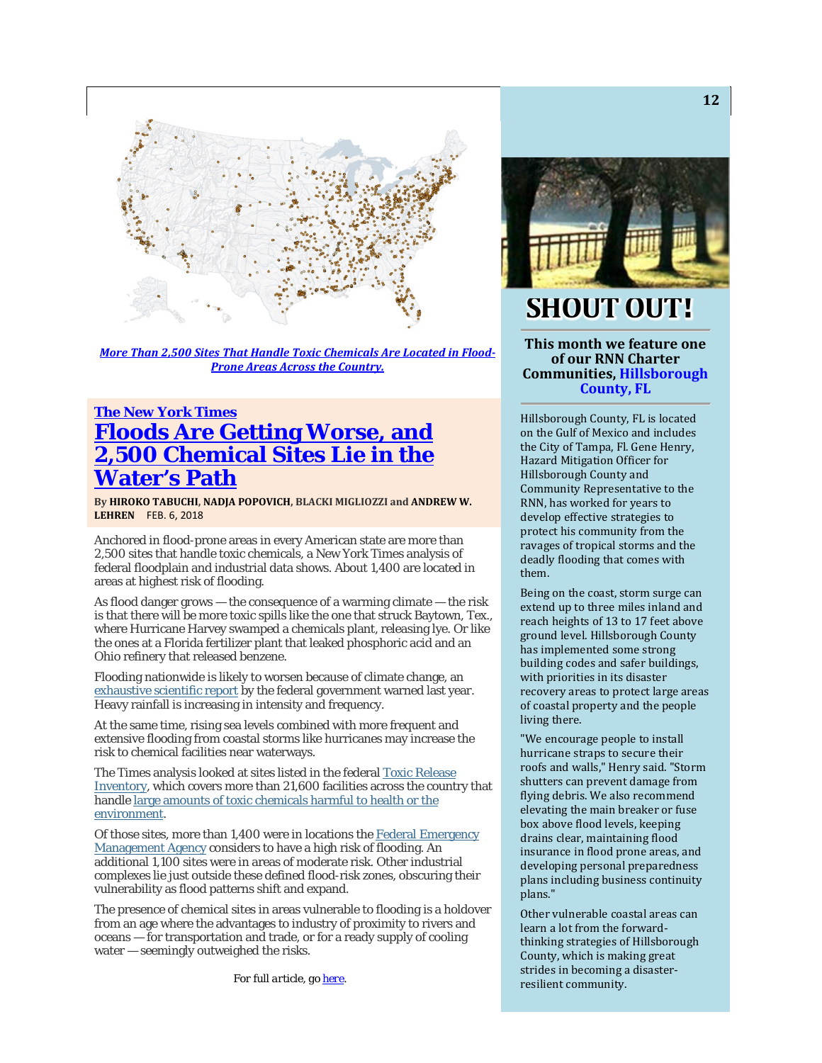***More Than 2,500 Sites That Handle Toxic Chemicals Are Located in Flood-Prone Areas Across the Country.***

**The New York Times**

# Floods Are Getting Worse, and 2,500 Chemical Sites Lie in the Water's Path

By **HIROKO TABUCHI**, **NADJA POPOVICH**, **BLACKI MIGLIOZZI** and **ANDREW W. LEHREN** FEB. 6, 2018

Anchored in flood-prone areas in every American state are more than 2,500 sites that handle toxic chemicals, a New York Times analysis of federal floodplain and industrial data shows. About 1,400 are located in areas at highest risk of flooding.

As flood danger grows — the consequence of a warming climate — the risk is that there will be more toxic spills like the one that struck Baytown, Tex., where Hurricane Harvey swamped a chemicals plant, releasing lye. Or like the ones at a Florida fertilizer plant that leaked phosphoric acid and an Ohio refinery that released benzene.

Flooding nationwide is likely to worsen because of climate change, an exhaustive scientific report by the federal government warned last year. Heavy rainfall is increasing in intensity and frequency.

At the same time, rising sea levels combined with more frequent and extensive flooding from coastal storms like hurricanes may increase the risk to chemical facilities near waterways.

The Times analysis looked at sites listed in the federal Toxic Release Inventory, which covers more than 21,600 facilities across the country that handle large amounts of toxic chemicals harmful to health or the environment.

Of those sites, more than 1,400 were in locations the Federal Emergency Management Agency considers to have a high risk of flooding. An additional 1,100 sites were in areas of moderate risk. Other industrial complexes lie just outside these defined flood-risk zones, obscuring their vulnerability as flood patterns shift and expand.

The presence of chemical sites in areas vulnerable to flooding is a holdover from an age where the advantages to industry of proximity to rivers and oceans — for transportation and trade, or for a ready supply of cooling water — seemingly outweighed the risks.

For full article, go here.

# SHOUT OUT!

**This month we feature one of our RNN Charter Communities, Hillsborough County, FL**

Hillsborough County, FL is located on the Gulf of Mexico and includes the City of Tampa, Fl. Gene Henry, Hazard Mitigation Officer for Hillsborough County and Community Representative to the RNN, has worked for years to develop effective strategies to protect his community from the ravages of tropical storms and the deadly flooding that comes with them.

Being on the coast, storm surge can extend up to three miles inland and reach heights of 13 to 17 feet above ground level. Hillsborough County has implemented some strong building codes and safer buildings, with priorities in its disaster recovery areas to protect large areas of coastal property and the people living there.

"We encourage people to install hurricane straps to secure their roofs and walls," Henry said. "Storm shutters can prevent damage from flying debris. We also recommend elevating the main breaker or fuse box above flood levels, keeping drains clear, maintaining flood insurance in flood prone areas, and developing personal preparedness plans including business continuity plans."

Other vulnerable coastal areas can learn a lot from the forward-thinking strategies of Hillsborough County, which is making great strides in becoming a disaster-resilient community.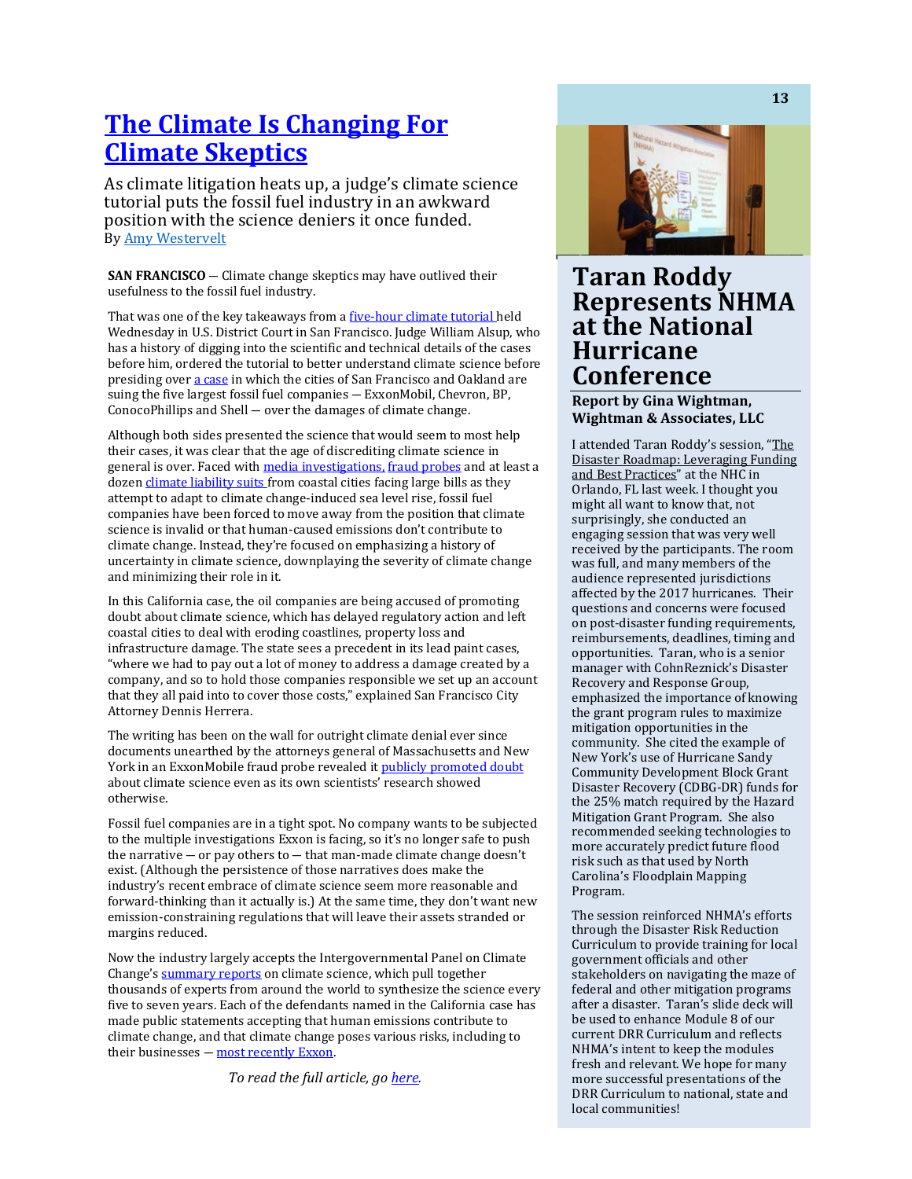# The Climate Is Changing For Climate Skeptics

As climate litigation heats up, a judge's climate science tutorial puts the fossil fuel industry in an awkward position with the science deniers it once funded.
By Amy Westervelt

**SAN FRANCISCO** — Climate change skeptics may have outlived their usefulness to the fossil fuel industry.

That was one of the key takeaways from a five-hour climate tutorial held Wednesday in U.S. District Court in San Francisco. Judge William Alsup, who has a history of digging into the scientific and technical details of the cases before him, ordered the tutorial to better understand climate science before presiding over a case in which the cities of San Francisco and Oakland are suing the five largest fossil fuel companies — ExxonMobil, Chevron, BP, ConocoPhillips and Shell — over the damages of climate change.

Although both sides presented the science that would seem to most help their cases, it was clear that the age of discrediting climate science in general is over. Faced with media investigations, fraud probes and at least a dozen climate liability suits from coastal cities facing large bills as they attempt to adapt to climate change-induced sea level rise, fossil fuel companies have been forced to move away from the position that climate science is invalid or that human-caused emissions don't contribute to climate change. Instead, they're focused on emphasizing a history of uncertainty in climate science, downplaying the severity of climate change and minimizing their role in it.

In this California case, the oil companies are being accused of promoting doubt about climate science, which has delayed regulatory action and left coastal cities to deal with eroding coastlines, property loss and infrastructure damage. The state sees a precedent in its lead paint cases, "where we had to pay out a lot of money to address a damage created by a company, and so to hold those companies responsible we set up an account that they all paid into to cover those costs," explained San Francisco City Attorney Dennis Herrera.

The writing has been on the wall for outright climate denial ever since documents unearthed by the attorneys general of Massachusetts and New York in an ExxonMobile fraud probe revealed it publicly promoted doubt about climate science even as its own scientists' research showed otherwise.

Fossil fuel companies are in a tight spot. No company wants to be subjected to the multiple investigations Exxon is facing, so it's no longer safe to push the narrative — or pay others to — that man-made climate change doesn't exist. (Although the persistence of those narratives does make the industry's recent embrace of climate science seem more reasonable and forward-thinking than it actually is.) At the same time, they don't want new emission-constraining regulations that will leave their assets stranded or margins reduced.

Now the industry largely accepts the Intergovernmental Panel on Climate Change's summary reports on climate science, which pull together thousands of experts from around the world to synthesize the science every five to seven years. Each of the defendants named in the California case has made public statements accepting that human emissions contribute to climate change, and that climate change poses various risks, including to their businesses — most recently Exxon.

*To read the full article, go here.*

# Taran Roddy Represents NHMA at the National Hurricane Conference

**Report by Gina Wightman, Wightman & Associates, LLC**

I attended Taran Roddy's session, "The Disaster Roadmap: Leveraging Funding and Best Practices" at the NHC in Orlando, FL last week. I thought you might all want to know that, not surprisingly, she conducted an engaging session that was very well received by the participants. The room was full, and many members of the audience represented jurisdictions affected by the 2017 hurricanes. Their questions and concerns were focused on post-disaster funding requirements, reimbursements, deadlines, timing and opportunities. Taran, who is a senior manager with CohnReznick's Disaster Recovery and Response Group, emphasized the importance of knowing the grant program rules to maximize mitigation opportunities in the community. She cited the example of New York's use of Hurricane Sandy Community Development Block Grant Disaster Recovery (CDBG-DR) funds for the 25% match required by the Hazard Mitigation Grant Program. She also recommended seeking technologies to more accurately predict future flood risk such as that used by North Carolina's Floodplain Mapping Program.

The session reinforced NHMA's efforts through the Disaster Risk Reduction Curriculum to provide training for local government officials and other stakeholders on navigating the maze of federal and other mitigation programs after a disaster. Taran's slide deck will be used to enhance Module 8 of our current DRR Curriculum and reflects NHMA's intent to keep the modules fresh and relevant. We hope for many more successful presentations of the DRR Curriculum to national, state and local communities!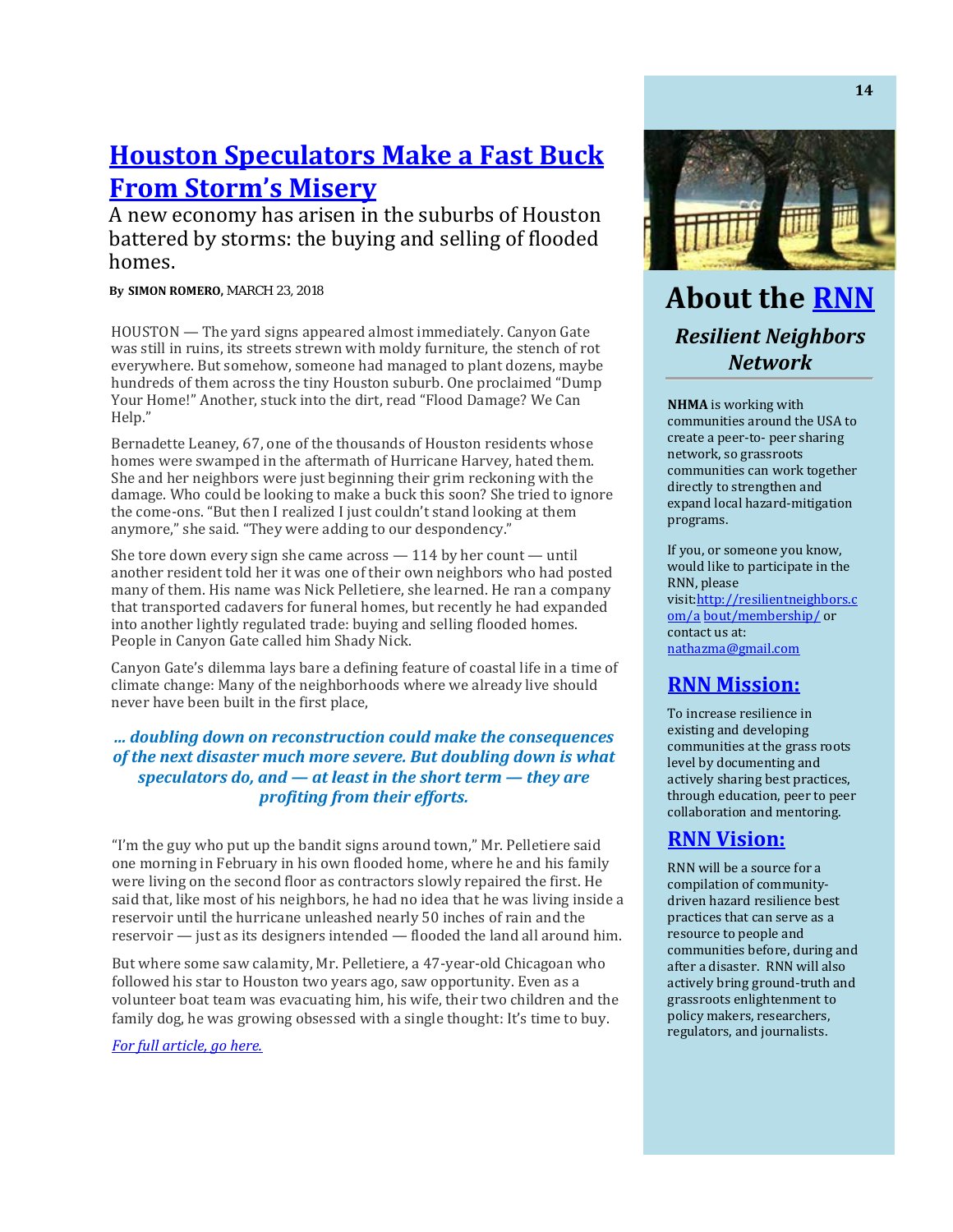# Houston Speculators Make a Fast Buck From Storm's Misery

A new economy has arisen in the suburbs of Houston battered by storms: the buying and selling of flooded homes.

**By SIMON ROMERO,** MARCH 23, 2018

HOUSTON — The yard signs appeared almost immediately. Canyon Gate was still in ruins, its streets strewn with moldy furniture, the stench of rot everywhere. But somehow, someone had managed to plant dozens, maybe hundreds of them across the tiny Houston suburb. One proclaimed "Dump Your Home!" Another, stuck into the dirt, read "Flood Damage? We Can Help."

Bernadette Leaney, 67, one of the thousands of Houston residents whose homes were swamped in the aftermath of Hurricane Harvey, hated them. She and her neighbors were just beginning their grim reckoning with the damage. Who could be looking to make a buck this soon? She tried to ignore the come-ons. "But then I realized I just couldn't stand looking at them anymore," she said. "They were adding to our despondency."

She tore down every sign she came across — 114 by her count — until another resident told her it was one of their own neighbors who had posted many of them. His name was Nick Pelletiere, she learned. He ran a company that transported cadavers for funeral homes, but recently he had expanded into another lightly regulated trade: buying and selling flooded homes. People in Canyon Gate called him Shady Nick.

Canyon Gate's dilemma lays bare a defining feature of coastal life in a time of climate change: Many of the neighborhoods where we already live should never have been built in the first place,

***... doubling down on reconstruction could make the consequences of the next disaster much more severe. But doubling down is what speculators do, and — at least in the short term — they are profiting from their efforts.***

"I'm the guy who put up the bandit signs around town," Mr. Pelletiere said one morning in February in his own flooded home, where he and his family were living on the second floor as contractors slowly repaired the first. He said that, like most of his neighbors, he had no idea that he was living inside a reservoir until the hurricane unleashed nearly 50 inches of rain and the reservoir — just as its designers intended — flooded the land all around him.

But where some saw calamity, Mr. Pelletiere, a 47-year-old Chicagoan who followed his star to Houston two years ago, saw opportunity. Even as a volunteer boat team was evacuating him, his wife, their two children and the family dog, he was growing obsessed with a single thought: It's time to buy.

*For full article, go here.*

# About the RNN

### *Resilient Neighbors Network*

**NHMA** is working with communities around the USA to create a peer-to- peer sharing network, so grassroots communities can work together directly to strengthen and expand local hazard-mitigation programs.

If you, or someone you know, would like to participate in the RNN, please visit: http://resilientneighbors.com/about/membership/ or contact us at: nathazma@gmail.com

## RNN Mission:

To increase resilience in existing and developing communities at the grass roots level by documenting and actively sharing best practices, through education, peer to peer collaboration and mentoring.

## RNN Vision:

RNN will be a source for a compilation of community-driven hazard resilience best practices that can serve as a resource to people and communities before, during and after a disaster. RNN will also actively bring ground-truth and grassroots enlightenment to policy makers, researchers, regulators, and journalists.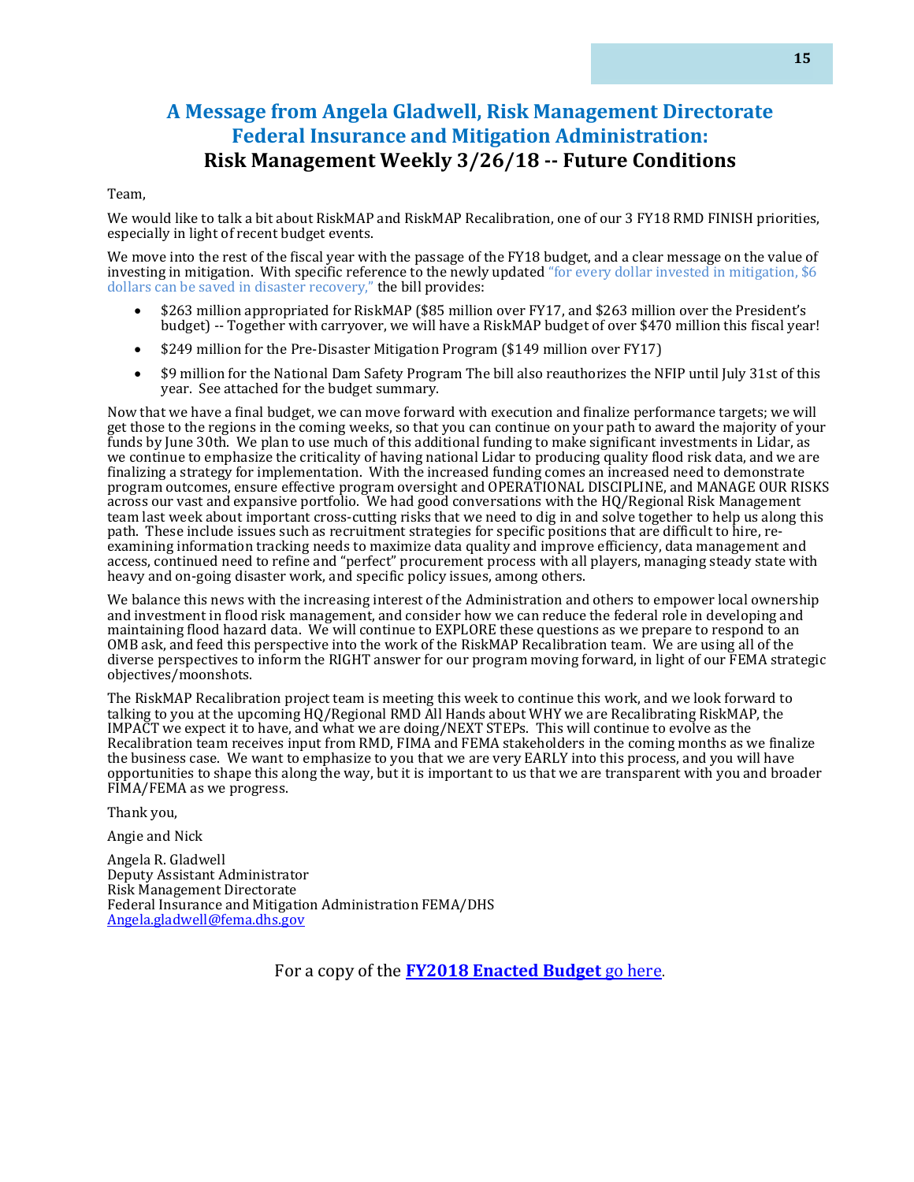## A Message from Angela Gladwell, Risk Management Directorate Federal Insurance and Mitigation Administration:

## Risk Management Weekly 3/26/18 -- Future Conditions

Team,

We would like to talk a bit about RiskMAP and RiskMAP Recalibration, one of our 3 FY18 RMD FINISH priorities, especially in light of recent budget events.

We move into the rest of the fiscal year with the passage of the FY18 budget, and a clear message on the value of investing in mitigation. With specific reference to the newly updated "for every dollar invested in mitigation, $6 dollars can be saved in disaster recovery," the bill provides:

- $263 million appropriated for RiskMAP ($85 million over FY17, and $263 million over the President's budget) -- Together with carryover, we will have a RiskMAP budget of over $470 million this fiscal year!
- $249 million for the Pre-Disaster Mitigation Program ($149 million over FY17)
- $9 million for the National Dam Safety Program The bill also reauthorizes the NFIP until July 31st of this year. See attached for the budget summary.

Now that we have a final budget, we can move forward with execution and finalize performance targets; we will get those to the regions in the coming weeks, so that you can continue on your path to award the majority of your funds by June 30th. We plan to use much of this additional funding to make significant investments in Lidar, as we continue to emphasize the criticality of having national Lidar to producing quality flood risk data, and we are finalizing a strategy for implementation. With the increased funding comes an increased need to demonstrate program outcomes, ensure effective program oversight and OPERATIONAL DISCIPLINE, and MANAGE OUR RISKS across our vast and expansive portfolio. We had good conversations with the HQ/Regional Risk Management team last week about important cross-cutting risks that we need to dig in and solve together to help us along this path. These include issues such as recruitment strategies for specific positions that are difficult to hire, re-examining information tracking needs to maximize data quality and improve efficiency, data management and access, continued need to refine and "perfect" procurement process with all players, managing steady state with heavy and on-going disaster work, and specific policy issues, among others.

We balance this news with the increasing interest of the Administration and others to empower local ownership and investment in flood risk management, and consider how we can reduce the federal role in developing and maintaining flood hazard data. We will continue to EXPLORE these questions as we prepare to respond to an OMB ask, and feed this perspective into the work of the RiskMAP Recalibration team. We are using all of the diverse perspectives to inform the RIGHT answer for our program moving forward, in light of our FEMA strategic objectives/moonshots.

The RiskMAP Recalibration project team is meeting this week to continue this work, and we look forward to talking to you at the upcoming HQ/Regional RMD All Hands about WHY we are Recalibrating RiskMAP, the IMPACT we expect it to have, and what we are doing/NEXT STEPs. This will continue to evolve as the Recalibration team receives input from RMD, FIMA and FEMA stakeholders in the coming months as we finalize the business case. We want to emphasize to you that we are very EARLY into this process, and you will have opportunities to shape this along the way, but it is important to us that we are transparent with you and broader FIMA/FEMA as we progress.

Thank you,

Angie and Nick

Angela R. Gladwell
Deputy Assistant Administrator
Risk Management Directorate
Federal Insurance and Mitigation Administration FEMA/DHS
Angela.gladwell@fema.dhs.gov

For a copy of the **FY2018 Enacted Budget** go here.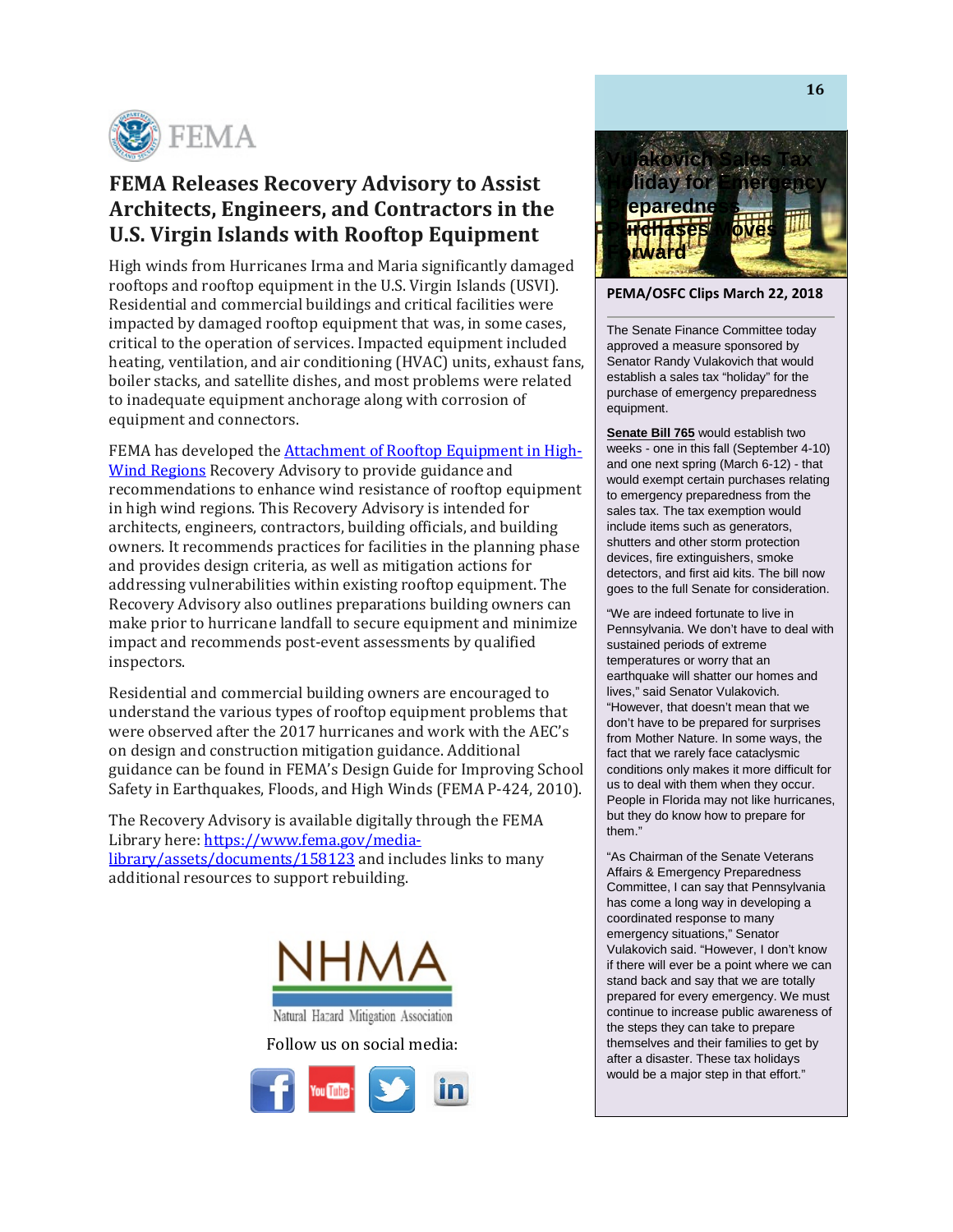# FEMA Releases Recovery Advisory to Assist Architects, Engineers, and Contractors in the U.S. Virgin Islands with Rooftop Equipment

High winds from Hurricanes Irma and Maria significantly damaged rooftops and rooftop equipment in the U.S. Virgin Islands (USVI). Residential and commercial buildings and critical facilities were impacted by damaged rooftop equipment that was, in some cases, critical to the operation of services. Impacted equipment included heating, ventilation, and air conditioning (HVAC) units, exhaust fans, boiler stacks, and satellite dishes, and most problems were related to inadequate equipment anchorage along with corrosion of equipment and connectors.

FEMA has developed the [Attachment of Rooftop Equipment in High-Wind Regions]() Recovery Advisory to provide guidance and recommendations to enhance wind resistance of rooftop equipment in high wind regions. This Recovery Advisory is intended for architects, engineers, contractors, building officials, and building owners. It recommends practices for facilities in the planning phase and provides design criteria, as well as mitigation actions for addressing vulnerabilities within existing rooftop equipment. The Recovery Advisory also outlines preparations building owners can make prior to hurricane landfall to secure equipment and minimize impact and recommends post-event assessments by qualified inspectors.

Residential and commercial building owners are encouraged to understand the various types of rooftop equipment problems that were observed after the 2017 hurricanes and work with the AEC's on design and construction mitigation guidance. Additional guidance can be found in FEMA's Design Guide for Improving School Safety in Earthquakes, Floods, and High Winds (FEMA P-424, 2010).

The Recovery Advisory is available digitally through the FEMA Library here: https://www.fema.gov/media-library/assets/documents/158123 and includes links to many additional resources to support rebuilding.

NHMA
Natural Hazard Mitigation Association

Follow us on social media:

## Vulakovich Sales Tax Holiday for Emergency Preparedness Purchases Moves Forward

**PEMA/OSFC Clips March 22, 2018**

The Senate Finance Committee today approved a measure sponsored by Senator Randy Vulakovich that would establish a sales tax "holiday" for the purchase of emergency preparedness equipment.

**Senate Bill 765** would establish two weeks - one in this fall (September 4-10) and one next spring (March 6-12) - that would exempt certain purchases relating to emergency preparedness from the sales tax. The tax exemption would include items such as generators, shutters and other storm protection devices, fire extinguishers, smoke detectors, and first aid kits. The bill now goes to the full Senate for consideration.

"We are indeed fortunate to live in Pennsylvania. We don't have to deal with sustained periods of extreme temperatures or worry that an earthquake will shatter our homes and lives," said Senator Vulakovich. "However, that doesn't mean that we don't have to be prepared for surprises from Mother Nature. In some ways, the fact that we rarely face cataclysmic conditions only makes it more difficult for us to deal with them when they occur. People in Florida may not like hurricanes, but they do know how to prepare for them."

"As Chairman of the Senate Veterans Affairs & Emergency Preparedness Committee, I can say that Pennsylvania has come a long way in developing a coordinated response to many emergency situations," Senator Vulakovich said. "However, I don't know if there will ever be a point where we can stand back and say that we are totally prepared for every emergency. We must continue to increase public awareness of the steps they can take to prepare themselves and their families to get by after a disaster. These tax holidays would be a major step in that effort."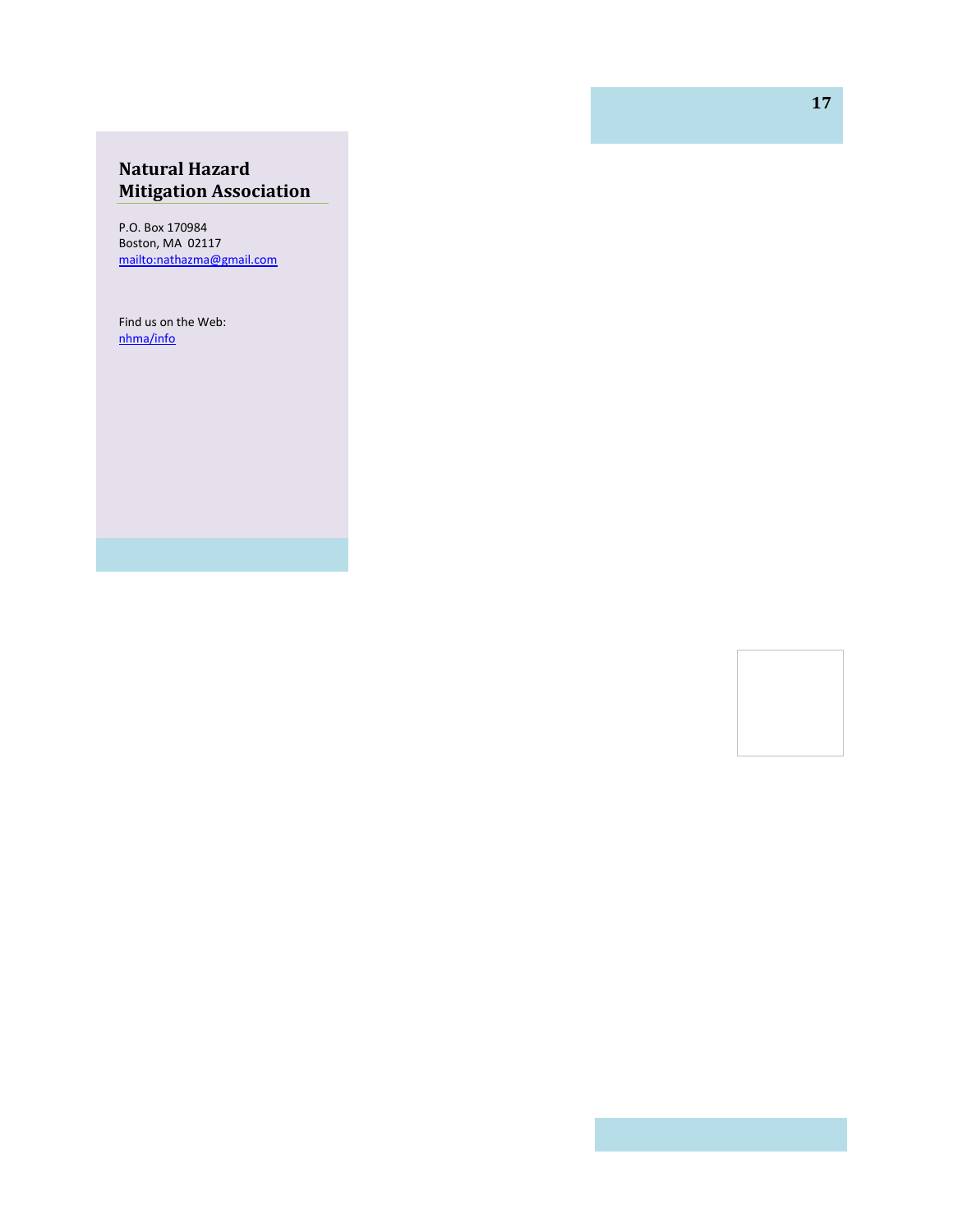## Natural Hazard Mitigation Association

P.O. Box 170984
Boston, MA 02117
mailto:nathazma@gmail.com

Find us on the Web:
nhma/info